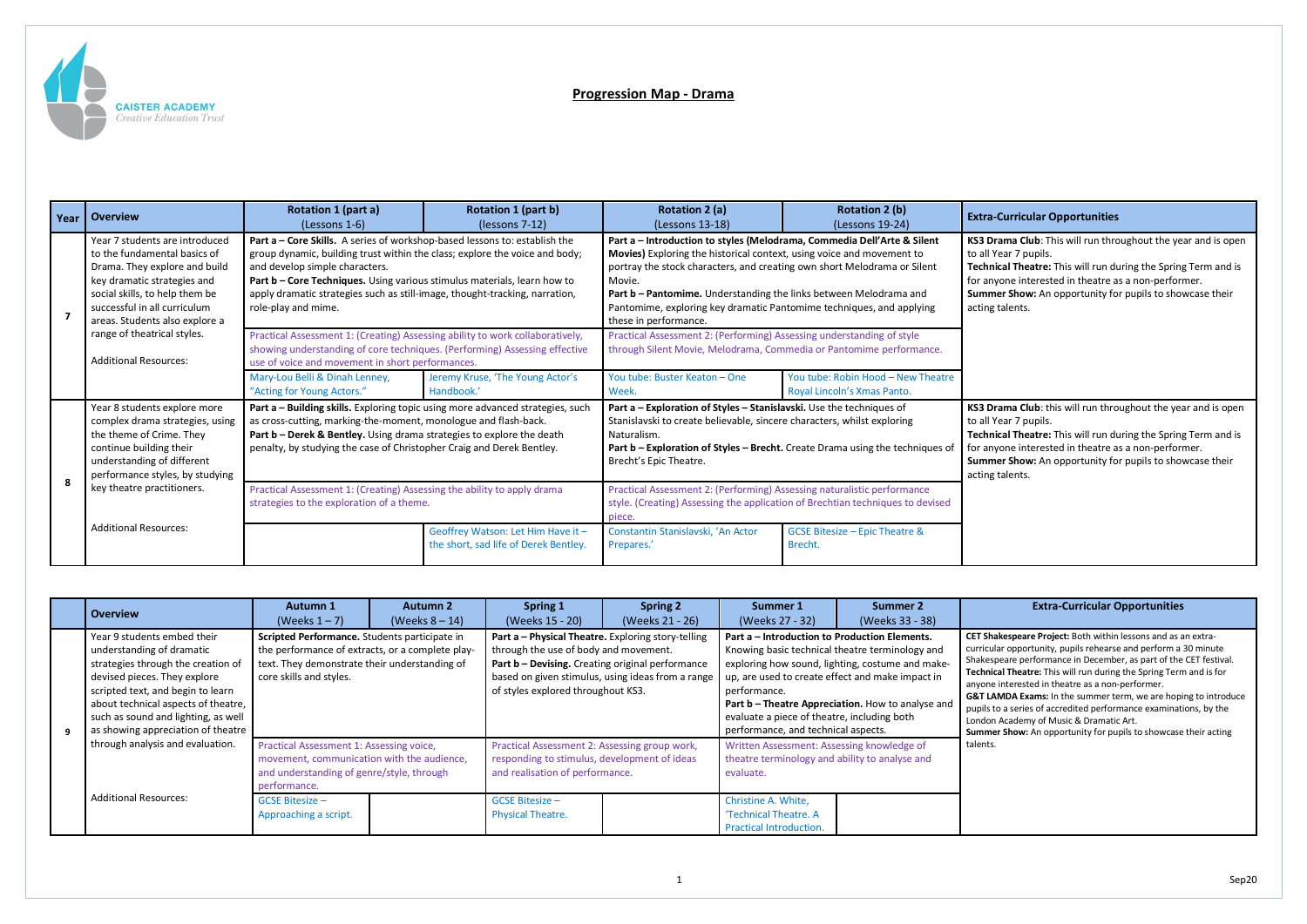CAISTER ACADEMY
Creative Education Trust

# Progression Map - Drama

| Year | Overview | Rotation 1 (part a) (Lessons 1-6) | Rotation 1 (part b) (lessons 7-12) | Rotation 2 (a) (Lessons 13-18) | Rotation 2 (b) (Lessons 19-24) | Extra-Curricular Opportunities |
|---|---|---|---|---|---|---|
| 7 | Year 7 students are introduced to the fundamental basics of Drama. They explore and build key dramatic strategies and social skills, to help them be successful in all curriculum areas. Students also explore a range of theatrical styles. | **Part a – Core Skills.** A series of workshop-based lessons to: establish the group dynamic, building trust within the class; explore the voice and body; and develop simple characters. **Part b – Core Techniques.** Using various stimulus materials, learn how to apply dramatic strategies such as still-image, thought-tracking, narration, role-play and mime. | | **Part a – Introduction to styles (Melodrama, Commedia Dell'Arte & Silent Movies)** Exploring the historical context, using voice and movement to portray the stock characters, and creating own short Melodrama or Silent Movie. **Part b – Pantomime.** Understanding the links between Melodrama and Pantomime, exploring key dramatic Pantomime techniques, and applying these in performance. | | **KS3 Drama Club**: This will run throughout the year and is open to all Year 7 pupils. **Technical Theatre:** This will run during the Spring Term and is for anyone interested in theatre as a non-performer. **Summer Show:** An opportunity for pupils to showcase their acting talents. |
| | | Practical Assessment 1: (Creating) Assessing ability to work collaboratively, showing understanding of core techniques. (Performing) Assessing effective use of voice and movement in short performances. | | Practical Assessment 2: (Performing) Assessing understanding of style through Silent Movie, Melodrama, Commedia or Pantomime performance. | | |
| | Additional Resources: | Mary-Lou Belli & Dinah Lenney, "Acting for Young Actors." | Jeremy Kruse, 'The Young Actor's Handbook.' | You tube: Buster Keaton – One Week. | You tube: Robin Hood – New Theatre Royal Lincoln's Xmas Panto. | |
| 8 | Year 8 students explore more complex drama strategies, using the theme of Crime. They continue building their understanding of different performance styles, by studying key theatre practitioners. | **Part a – Building skills.** Exploring topic using more advanced strategies, such as cross-cutting, marking-the-moment, monologue and flash-back. **Part b – Derek & Bentley.** Using drama strategies to explore the death penalty, by studying the case of Christopher Craig and Derek Bentley. | | **Part a – Exploration of Styles – Stanislavski.** Use the techniques of Stanislavski to create believable, sincere characters, whilst exploring Naturalism. **Part b – Exploration of Styles – Brecht.** Create Drama using the techniques of Brecht's Epic Theatre. | | **KS3 Drama Club**: this will run throughout the year and is open to all Year 7 pupils. **Technical Theatre:** This will run during the Spring Term and is for anyone interested in theatre as a non-performer. **Summer Show:** An opportunity for pupils to showcase their acting talents. |
| | | Practical Assessment 1: (Creating) Assessing the ability to apply drama strategies to the exploration of a theme. | | Practical Assessment 2: (Performing) Assessing naturalistic performance style. (Creating) Assessing the application of Brechtian techniques to devised piece. | | |
| | Additional Resources: | | Geoffrey Watson: Let Him Have it – the short, sad life of Derek Bentley. | Constantin Stanislavski, 'An Actor Prepares.' | GCSE Bitesize – Epic Theatre & Brecht. | |

| | Overview | Autumn 1 (Weeks 1 – 7) | Autumn 2 (Weeks 8 – 14) | Spring 1 (Weeks 15 - 20) | Spring 2 (Weeks 21 - 26) | Summer 1 (Weeks 27 - 32) | Summer 2 (Weeks 33 - 38) | Extra-Curricular Opportunities |
|---|---|---|---|---|---|---|---|---|
| 9 | Year 9 students embed their understanding of dramatic strategies through the creation of devised pieces. They explore scripted text, and begin to learn about technical aspects of theatre, such as sound and lighting, as well as showing appreciation of theatre through analysis and evaluation. | **Scripted Performance.** Students participate in the performance of extracts, or a complete play-text. They demonstrate their understanding of core skills and styles. | | **Part a – Physical Theatre.** Exploring story-telling through the use of body and movement. **Part b – Devising.** Creating original performance based on given stimulus, using ideas from a range of styles explored throughout KS3. | | **Part a – Introduction to Production Elements.** Knowing basic technical theatre terminology and exploring how sound, lighting, costume and make-up, are used to create effect and make impact in performance. **Part b – Theatre Appreciation.** How to analyse and evaluate a piece of theatre, including both performance, and technical aspects. | | **CET Shakespeare Project:** Both within lessons and as an extra-curricular opportunity, pupils rehearse and perform a 30 minute Shakespeare performance in December, as part of the CET festival. **Technical Theatre:** This will run during the Spring Term and is for anyone interested in theatre as a non-performer. **G&T LAMDA Exams:** In the summer term, we are hoping to introduce pupils to a series of accredited performance examinations, by the London Academy of Music & Dramatic Art. **Summer Show:** An opportunity for pupils to showcase their acting talents. |
| | | Practical Assessment 1: Assessing voice, movement, communication with the audience, and understanding of genre/style, through performance. | | Practical Assessment 2: Assessing group work, responding to stimulus, development of ideas and realisation of performance. | | Written Assessment: Assessing knowledge of theatre terminology and ability to analyse and evaluate. | | |
| | Additional Resources: | GCSE Bitesize – Approaching a script. | | GCSE Bitesize – Physical Theatre. | | Christine A. White, 'Technical Theatre. A Practical Introduction. | | |

Sep20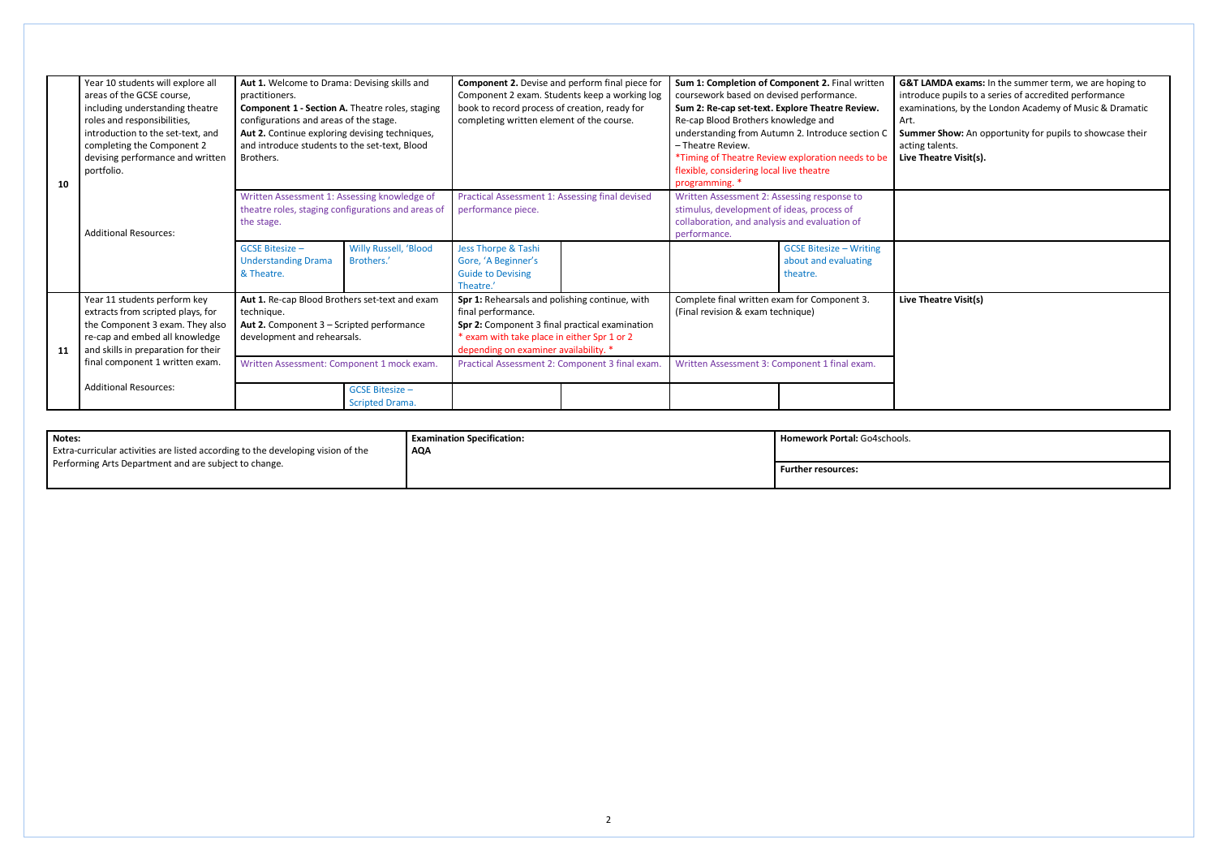| | | | | | | | | |
|---|---|---|---|---|---|---|---|---|
| 10 | Year 10 students will explore all areas of the GCSE course, including understanding theatre roles and responsibilities, introduction to the set-text, and completing the Component 2 devising performance and written portfolio. | **Aut 1.** Welcome to Drama: Devising skills and practitioners. **Component 1 - Section A.** Theatre roles, staging configurations and areas of the stage. **Aut 2.** Continue exploring devising techniques, and introduce students to the set-text, Blood Brothers. | | **Component 2.** Devise and perform final piece for Component 2 exam. Students keep a working log book to record process of creation, ready for completing written element of the course. | | **Sum 1: Completion of Component 2.** Final written coursework based on devised performance. **Sum 2: Re-cap set-text. Explore Theatre Review.** Re-cap Blood Brothers knowledge and understanding from Autumn 2. Introduce section C – Theatre Review. *Timing of Theatre Review exploration needs to be flexible, considering local live theatre programming. * | | **G&T LAMDA exams:** In the summer term, we are hoping to introduce pupils to a series of accredited performance examinations, by the London Academy of Music & Dramatic Art. **Summer Show:** An opportunity for pupils to showcase their acting talents. **Live Theatre Visit(s).** |
| | | Written Assessment 1: Assessing knowledge of theatre roles, staging configurations and areas of the stage. | | Practical Assessment 1: Assessing final devised performance piece. | | Written Assessment 2: Assessing response to stimulus, development of ideas, process of collaboration, and analysis and evaluation of performance. | | |
| | Additional Resources: | GCSE Bitesize – Understanding Drama & Theatre. | Willy Russell, 'Blood Brothers.' | Jess Thorpe & Tashi Gore, 'A Beginner's Guide to Devising Theatre.' | | | GCSE Bitesize – Writing about and evaluating theatre. | |
| 11 | Year 11 students perform key extracts from scripted plays, for the Component 3 exam. They also re-cap and embed all knowledge and skills in preparation for their final component 1 written exam. | **Aut 1.** Re-cap Blood Brothers set-text and exam technique. **Aut 2.** Component 3 – Scripted performance development and rehearsals. | | **Spr 1:** Rehearsals and polishing continue, with final performance. **Spr 2:** Component 3 final practical examination * exam with take place in either Spr 1 or 2 depending on examiner availability. * | | Complete final written exam for Component 3. (Final revision & exam technique) | | **Live Theatre Visit(s)** |
| | | Written Assessment: Component 1 mock exam. | | Practical Assessment 2: Component 3 final exam. | | Written Assessment 3: Component 1 final exam. | | |
| | Additional Resources: | | GCSE Bitesize – Scripted Drama. | | | | | |

| | | |
|---|---|---|
| **Notes:** Extra-curricular activities are listed according to the developing vision of the Performing Arts Department and are subject to change. | **Examination Specification:** **AQA** | **Homework Portal:** Go4schools. |
| | | **Further resources:** |